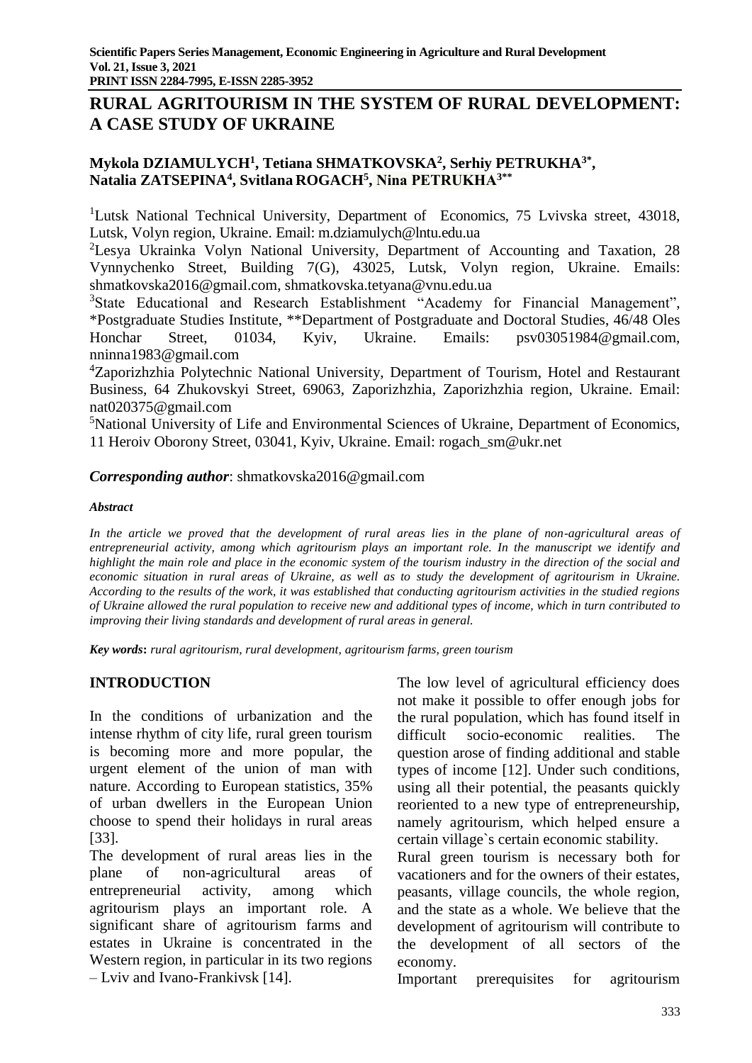# RURAL AGRITOURISM IN THE SYSTEM OF RURAL DEVELOPMENT: A CASE STUDY OF UKRAINE

**Mykola DZIAMULYCH[1], Tetiana SHMATKOVSKA[2], Serhiy PETRUKHA[3*], Natalia ZATSEPINA[4], Svitlana ROGACH[5], Nina PETRUKHA[3**]**

[1]Lutsk National Technical University, Department of Economics, 75 Lvivska street, 43018, Lutsk, Volyn region, Ukraine. Email: m.dziamulych@lntu.edu.ua

[2]Lesya Ukrainka Volyn National University, Department of Accounting and Taxation, 28 Vynnychenko Street, Building 7(G), 43025, Lutsk, Volyn region, Ukraine. Emails: shmatkovska2016@gmail.com, shmatkovska.tetyana@vnu.edu.ua

[3]State Educational and Research Establishment "Academy for Financial Management", *Postgraduate Studies Institute, **Department of Postgraduate and Doctoral Studies, 46/48 Oles Honchar Street, 01034, Kyiv, Ukraine. Emails: psv03051984@gmail.com, nninna1983@gmail.com

[4]Zaporizhzhia Polytechnic National University, Department of Tourism, Hotel and Restaurant Business, 64 Zhukovskyi Street, 69063, Zaporizhzhia, Zaporizhzhia region, Ukraine. Email: nat020375@gmail.com

[5]National University of Life and Environmental Sciences of Ukraine, Department of Economics, 11 Heroiv Oborony Street, 03041, Kyiv, Ukraine. Email: rogach_sm@ukr.net

***Corresponding author***: shmatkovska2016@gmail.com

***Abstract***

*In the article we proved that the development of rural areas lies in the plane of non-agricultural areas of entrepreneurial activity, among which agritourism plays an important role. In the manuscript we identify and highlight the main role and place in the economic system of the tourism industry in the direction of the social and economic situation in rural areas of Ukraine, as well as to study the development of agritourism in Ukraine. According to the results of the work, it was established that conducting agritourism activities in the studied regions of Ukraine allowed the rural population to receive new and additional types of income, which in turn contributed to improving their living standards and development of rural areas in general.*

***Key words**: rural agritourism, rural development, agritourism farms, green tourism*

## INTRODUCTION

In the conditions of urbanization and the intense rhythm of city life, rural green tourism is becoming more and more popular, the urgent element of the union of man with nature. According to European statistics, 35% of urban dwellers in the European Union choose to spend their holidays in rural areas [33].

The development of rural areas lies in the plane of non-agricultural areas of entrepreneurial activity, among which agritourism plays an important role. A significant share of agritourism farms and estates in Ukraine is concentrated in the Western region, in particular in its two regions – Lviv and Ivano-Frankivsk [14].

The low level of agricultural efficiency does not make it possible to offer enough jobs for the rural population, which has found itself in difficult socio-economic realities. The question arose of finding additional and stable types of income [12]. Under such conditions, using all their potential, the peasants quickly reoriented to a new type of entrepreneurship, namely agritourism, which helped ensure a certain village`s certain economic stability.

Rural green tourism is necessary both for vacationers and for the owners of their estates, peasants, village councils, the whole region, and the state as a whole. We believe that the development of agritourism will contribute to the development of all sectors of the economy.

Important prerequisites for agritourism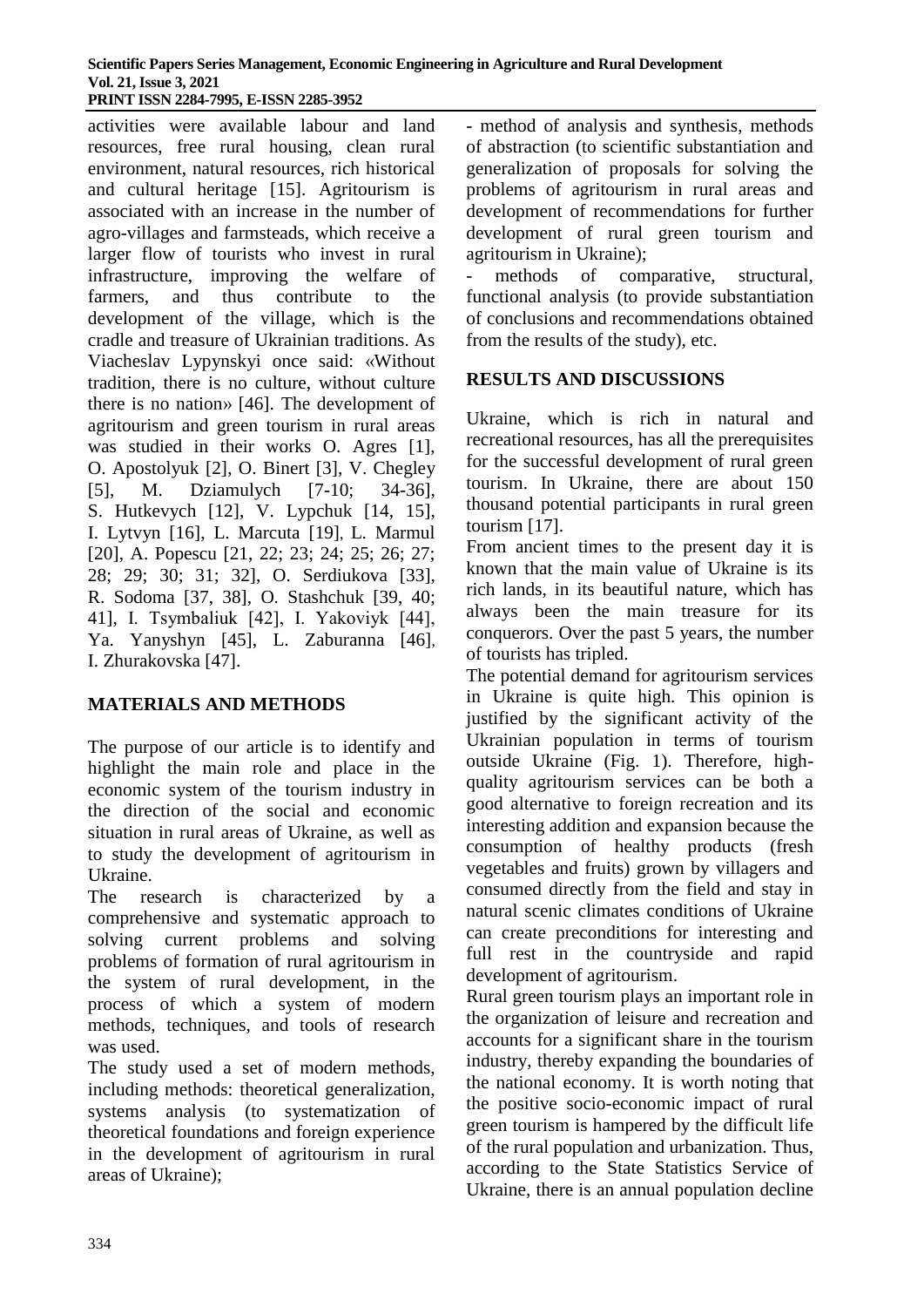activities were available labour and land resources, free rural housing, clean rural environment, natural resources, rich historical and cultural heritage [15]. Agritourism is associated with an increase in the number of agro-villages and farmsteads, which receive a larger flow of tourists who invest in rural infrastructure, improving the welfare of farmers, and thus contribute to the development of the village, which is the cradle and treasure of Ukrainian traditions. As Viacheslav Lypynskyi once said: «Without tradition, there is no culture, without culture there is no nation» [46]. The development of agritourism and green tourism in rural areas was studied in their works O. Agres [1], O. Apostolyuk [2], O. Binert [3], V. Chegley [5], M. Dziamulych [7-10; 34-36], S. Hutkevych [12], V. Lypchuk [14, 15], I. Lytvyn [16], L. Marcuta [19], L. Marmul [20], A. Popescu [21, 22; 23; 24; 25; 26; 27; 28; 29; 30; 31; 32], O. Serdiukova [33], R. Sodoma [37, 38], O. Stashchuk [39, 40; 41], I. Tsymbaliuk [42], I. Yakoviyk [44], Ya. Yanyshyn [45], L. Zaburanna [46], I. Zhurakovska [47].

## MATERIALS AND METHODS

The purpose of our article is to identify and highlight the main role and place in the economic system of the tourism industry in the direction of the social and economic situation in rural areas of Ukraine, as well as to study the development of agritourism in Ukraine.

The research is characterized by a comprehensive and systematic approach to solving current problems and solving problems of formation of rural agritourism in the system of rural development, in the process of which a system of modern methods, techniques, and tools of research was used.

The study used a set of modern methods, including methods: theoretical generalization, systems analysis (to systematization of theoretical foundations and foreign experience in the development of agritourism in rural areas of Ukraine);

- method of analysis and synthesis, methods of abstraction (to scientific substantiation and generalization of proposals for solving the problems of agritourism in rural areas and development of recommendations for further development of rural green tourism and agritourism in Ukraine);
- methods of comparative, structural, functional analysis (to provide substantiation of conclusions and recommendations obtained from the results of the study), etc.

## RESULTS AND DISCUSSIONS

Ukraine, which is rich in natural and recreational resources, has all the prerequisites for the successful development of rural green tourism. In Ukraine, there are about 150 thousand potential participants in rural green tourism [17].

From ancient times to the present day it is known that the main value of Ukraine is its rich lands, in its beautiful nature, which has always been the main treasure for its conquerors. Over the past 5 years, the number of tourists has tripled.

The potential demand for agritourism services in Ukraine is quite high. This opinion is justified by the significant activity of the Ukrainian population in terms of tourism outside Ukraine (Fig. 1). Therefore, high-quality agritourism services can be both a good alternative to foreign recreation and its interesting addition and expansion because the consumption of healthy products (fresh vegetables and fruits) grown by villagers and consumed directly from the field and stay in natural scenic climates conditions of Ukraine can create preconditions for interesting and full rest in the countryside and rapid development of agritourism.

Rural green tourism plays an important role in the organization of leisure and recreation and accounts for a significant share in the tourism industry, thereby expanding the boundaries of the national economy. It is worth noting that the positive socio-economic impact of rural green tourism is hampered by the difficult life of the rural population and urbanization. Thus, according to the State Statistics Service of Ukraine, there is an annual population decline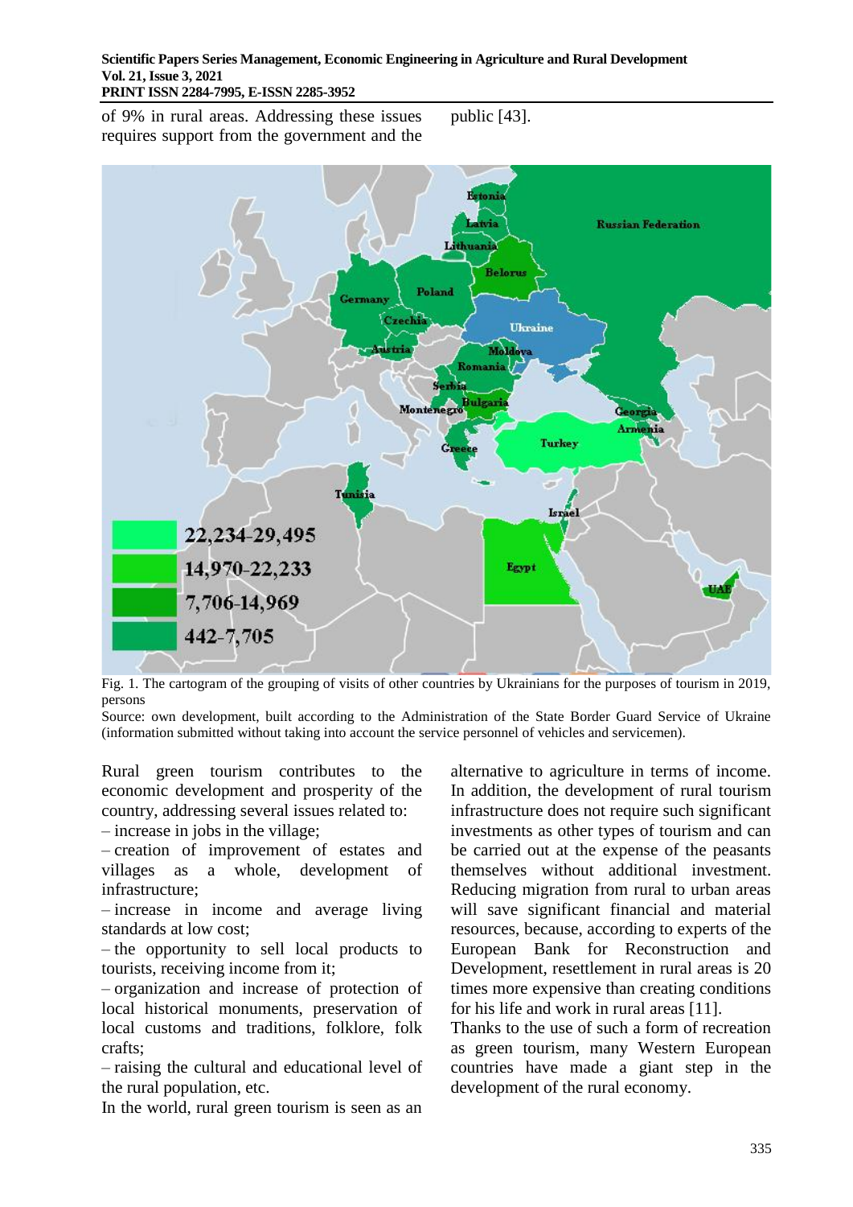of 9% in rural areas. Addressing these issues requires support from the government and the public [43].

Fig. 1. The cartogram of the grouping of visits of other countries by Ukrainians for the purposes of tourism in 2019, persons

Source: own development, built according to the Administration of the State Border Guard Service of Ukraine (information submitted without taking into account the service personnel of vehicles and servicemen).

Rural green tourism contributes to the economic development and prosperity of the country, addressing several issues related to:

– increase in jobs in the village;

– creation of improvement of estates and villages as a whole, development of infrastructure;

– increase in income and average living standards at low cost;

– the opportunity to sell local products to tourists, receiving income from it;

– organization and increase of protection of local historical monuments, preservation of local customs and traditions, folklore, folk crafts;

– raising the cultural and educational level of the rural population, etc.

In the world, rural green tourism is seen as an alternative to agriculture in terms of income. In addition, the development of rural tourism infrastructure does not require such significant investments as other types of tourism and can be carried out at the expense of the peasants themselves without additional investment. Reducing migration from rural to urban areas will save significant financial and material resources, because, according to experts of the European Bank for Reconstruction and Development, resettlement in rural areas is 20 times more expensive than creating conditions for his life and work in rural areas [11].

Thanks to the use of such a form of recreation as green tourism, many Western European countries have made a giant step in the development of the rural economy.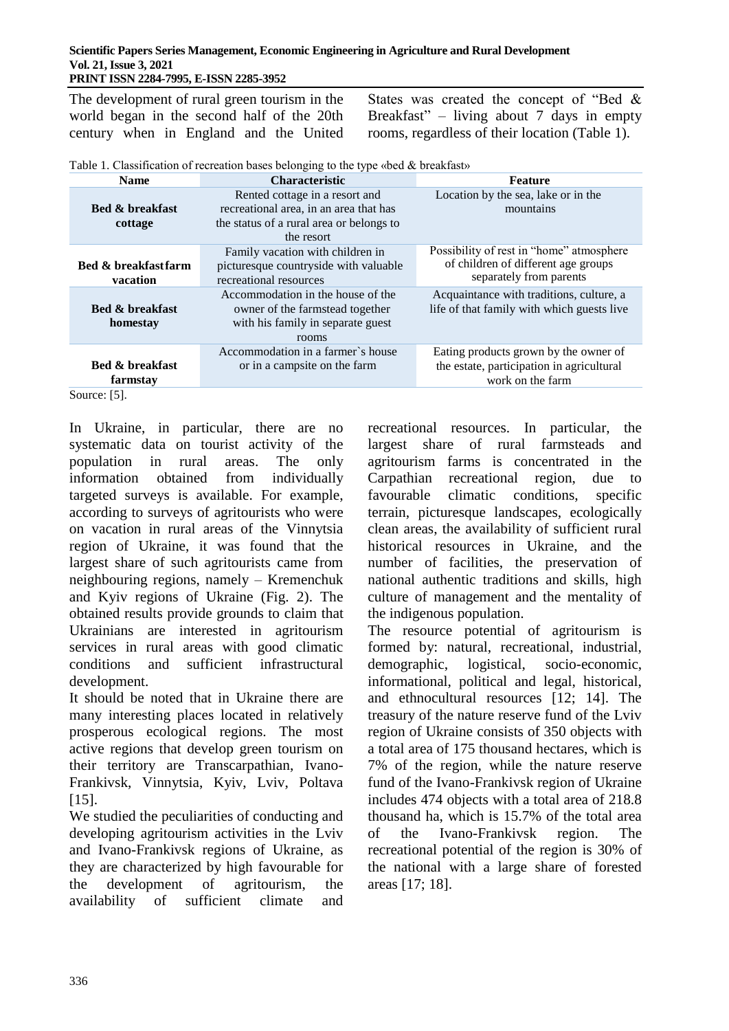The development of rural green tourism in the world began in the second half of the 20th century when in England and the United States was created the concept of "Bed & Breakfast" – living about 7 days in empty rooms, regardless of their location (Table 1).

Table 1. Classification of recreation bases belonging to the type «bed & breakfast»

| Name | Characteristic | Feature |
|---|---|---|
| **Bed & breakfast cottage** | Rented cottage in a resort and recreational area, in an area that has the status of a rural area or belongs to the resort | Location by the sea, lake or in the mountains |
| **Bed & breakfastfarm vacation** | Family vacation with children in picturesque countryside with valuable recreational resources | Possibility of rest in "home" atmosphere of children of different age groups separately from parents |
| **Bed & breakfast homestay** | Accommodation in the house of the owner of the farmstead together with his family in separate guest rooms | Acquaintance with traditions, culture, a life of that family with which guests live |
| **Bed & breakfast farmstay** | Accommodation in a farmer`s house or in a campsite on the farm | Eating products grown by the owner of the estate, participation in agricultural work on the farm |

Source: [5].

In Ukraine, in particular, there are no systematic data on tourist activity of the population in rural areas. The only information obtained from individually targeted surveys is available. For example, according to surveys of agritourists who were on vacation in rural areas of the Vinnytsia region of Ukraine, it was found that the largest share of such agritourists came from neighbouring regions, namely – Kremenchuk and Kyiv regions of Ukraine (Fig. 2). The obtained results provide grounds to claim that Ukrainians are interested in agritourism services in rural areas with good climatic conditions and sufficient infrastructural development.

It should be noted that in Ukraine there are many interesting places located in relatively prosperous ecological regions. The most active regions that develop green tourism on their territory are Transcarpathian, Ivano-Frankivsk, Vinnytsia, Kyiv, Lviv, Poltava [15].

We studied the peculiarities of conducting and developing agritourism activities in the Lviv and Ivano-Frankivsk regions of Ukraine, as they are characterized by high favourable for the development of agritourism, the availability of sufficient climate and recreational resources. In particular, the largest share of rural farmsteads and agritourism farms is concentrated in the Carpathian recreational region, due to favourable climatic conditions, specific terrain, picturesque landscapes, ecologically clean areas, the availability of sufficient rural historical resources in Ukraine, and the number of facilities, the preservation of national authentic traditions and skills, high culture of management and the mentality of the indigenous population.

The resource potential of agritourism is formed by: natural, recreational, industrial, demographic, logistical, socio-economic, informational, political and legal, historical, and ethnocultural resources [12; 14]. The treasury of the nature reserve fund of the Lviv region of Ukraine consists of 350 objects with a total area of 175 thousand hectares, which is 7% of the region, while the nature reserve fund of the Ivano-Frankivsk region of Ukraine includes 474 objects with a total area of 218.8 thousand ha, which is 15.7% of the total area of the Ivano-Frankivsk region. The recreational potential of the region is 30% of the national with a large share of forested areas [17; 18].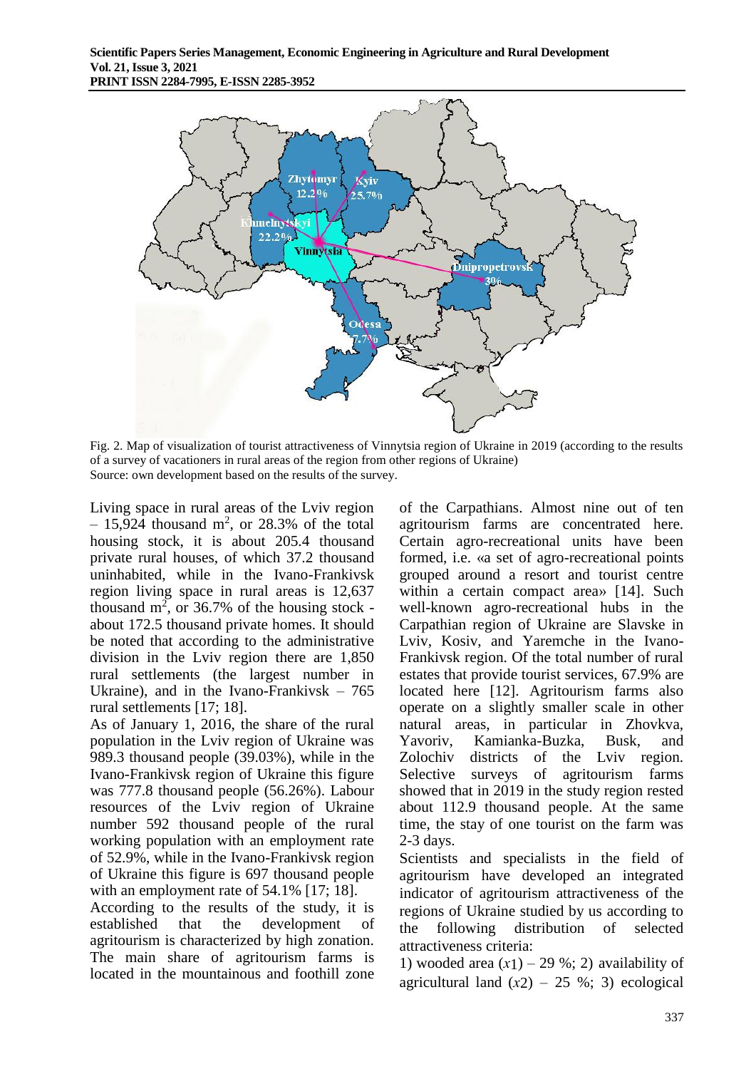Fig. 2. Map of visualization of tourist attractiveness of Vinnytsia region of Ukraine in 2019 (according to the results of a survey of vacationers in rural areas of the region from other regions of Ukraine)
Source: own development based on the results of the survey.

Living space in rural areas of the Lviv region – 15,924 thousand $m^2$, or 28.3% of the total housing stock, it is about 205.4 thousand private rural houses, of which 37.2 thousand uninhabited, while in the Ivano-Frankivsk region living space in rural areas is 12,637 thousand $m^2$, or 36.7% of the housing stock - about 172.5 thousand private homes. It should be noted that according to the administrative division in the Lviv region there are 1,850 rural settlements (the largest number in Ukraine), and in the Ivano-Frankivsk – 765 rural settlements [17; 18].

As of January 1, 2016, the share of the rural population in the Lviv region of Ukraine was 989.3 thousand people (39.03%), while in the Ivano-Frankivsk region of Ukraine this figure was 777.8 thousand people (56.26%). Labour resources of the Lviv region of Ukraine number 592 thousand people of the rural working population with an employment rate of 52.9%, while in the Ivano-Frankivsk region of Ukraine this figure is 697 thousand people with an employment rate of 54.1% [17; 18].

According to the results of the study, it is established that the development of agritourism is characterized by high zonation. The main share of agritourism farms is located in the mountainous and foothill zone of the Carpathians. Almost nine out of ten agritourism farms are concentrated here. Certain agro-recreational units have been formed, i.e. «a set of agro-recreational points grouped around a resort and tourist centre within a certain compact area» [14]. Such well-known agro-recreational hubs in the Carpathian region of Ukraine are Slavske in Lviv, Kosiv, and Yaremche in the Ivano-Frankivsk region. Of the total number of rural estates that provide tourist services, 67.9% are located here [12]. Agritourism farms also operate on a slightly smaller scale in other natural areas, in particular in Zhovkva, Yavoriv, Kamianka-Buzka, Busk, and Zolochiv districts of the Lviv region. Selective surveys of agritourism farms showed that in 2019 in the study region rested about 112.9 thousand people. At the same time, the stay of one tourist on the farm was 2-3 days.

Scientists and specialists in the field of agritourism have developed an integrated indicator of agritourism attractiveness of the regions of Ukraine studied by us according to the following distribution of selected attractiveness criteria:

1) wooded area ($x_1$) – 29 %; 2) availability of agricultural land ($x_2$) – 25 %; 3) ecological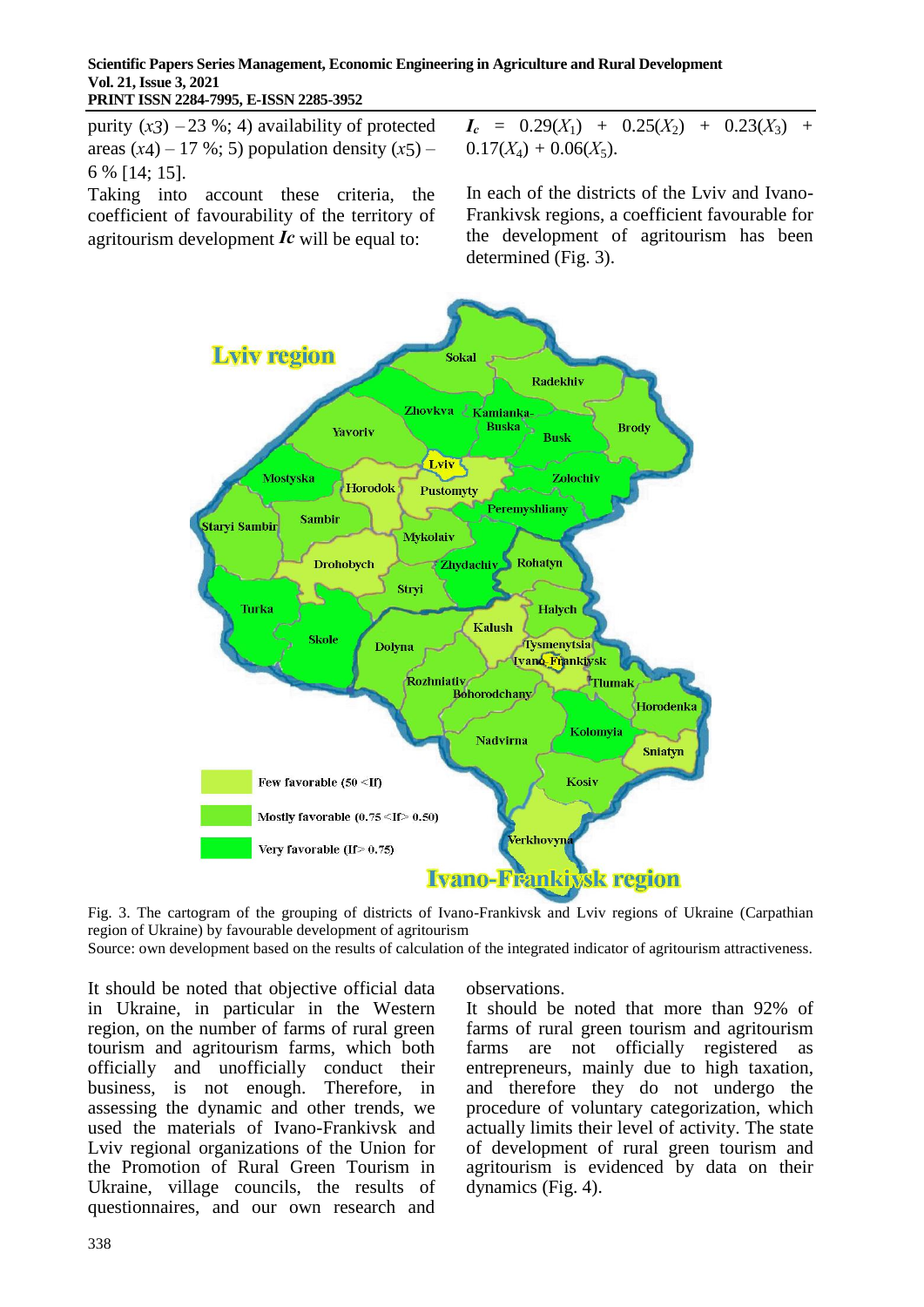purity ($x3$) – 23 %; 4) availability of protected areas ($x4$) – 17 %; 5) population density ($x5$) – 6 % [14; 15].

Taking into account these criteria, the coefficient of favourability of the territory of agritourism development ***Ic*** will be equal to:

$$I_c = 0.29(X_1) + 0.25(X_2) + 0.23(X_3) + 0.17(X_4) + 0.06(X_5).$$

In each of the districts of the Lviv and Ivano-Frankivsk regions, a coefficient favourable for the development of agritourism has been determined (Fig. 3).

Fig. 3. The cartogram of the grouping of districts of Ivano-Frankivsk and Lviv regions of Ukraine (Carpathian region of Ukraine) by favourable development of agritourism

Source: own development based on the results of calculation of the integrated indicator of agritourism attractiveness.

It should be noted that objective official data in Ukraine, in particular in the Western region, on the number of farms of rural green tourism and agritourism farms, which both officially and unofficially conduct their business, is not enough. Therefore, in assessing the dynamic and other trends, we used the materials of Ivano-Frankivsk and Lviv regional organizations of the Union for the Promotion of Rural Green Tourism in Ukraine, village councils, the results of questionnaires, and our own research and observations.

It should be noted that more than 92% of farms of rural green tourism and agritourism farms are not officially registered as entrepreneurs, mainly due to high taxation, and therefore they do not undergo the procedure of voluntary categorization, which actually limits their level of activity. The state of development of rural green tourism and agritourism is evidenced by data on their dynamics (Fig. 4).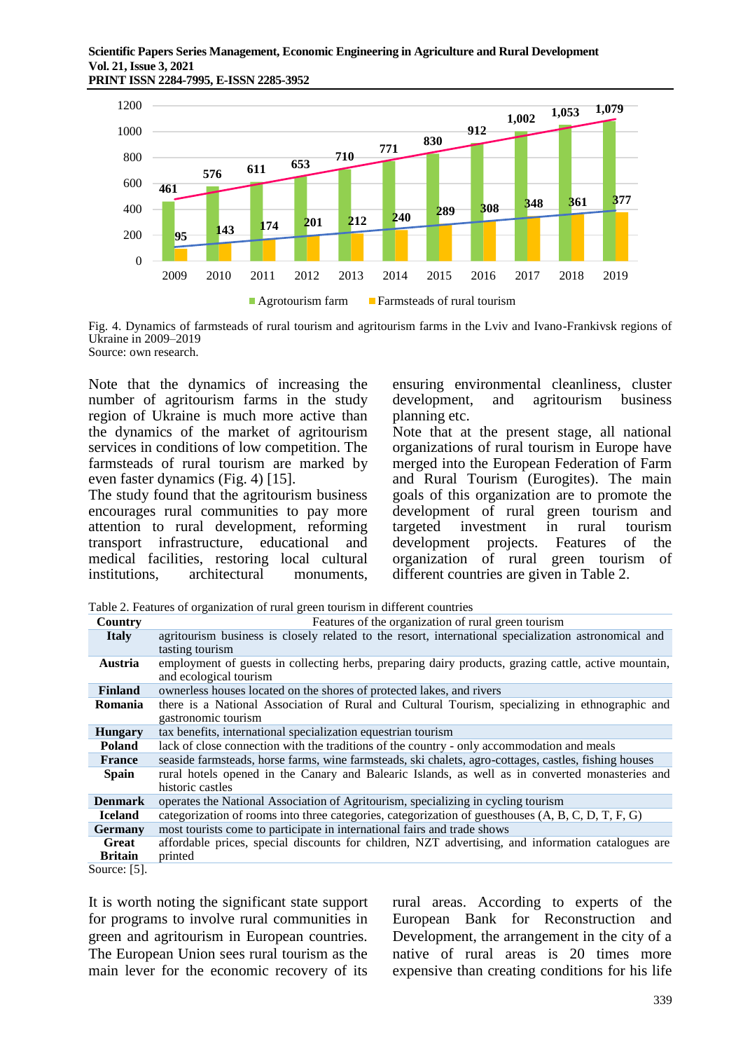Fig. 4. Dynamics of farmsteads of rural tourism and agritourism farms in the Lviv and Ivano-Frankivsk regions of Ukraine in 2009–2019
Source: own research.

Note that the dynamics of increasing the number of agritourism farms in the study region of Ukraine is much more active than the dynamics of the market of agritourism services in conditions of low competition. The farmsteads of rural tourism are marked by even faster dynamics (Fig. 4) [15].

The study found that the agritourism business encourages rural communities to pay more attention to rural development, reforming transport infrastructure, educational and medical facilities, restoring local cultural institutions, architectural monuments, ensuring environmental cleanliness, cluster development, and agritourism business planning etc.

Note that at the present stage, all national organizations of rural tourism in Europe have merged into the European Federation of Farm and Rural Tourism (Eurogites). The main goals of this organization are to promote the development of rural green tourism and targeted investment in rural tourism development projects. Features of the organization of rural green tourism of different countries are given in Table 2.

Table 2. Features of organization of rural green tourism in different countries

| Country | Features of the organization of rural green tourism |
|---|---|
| **Italy** | agritourism business is closely related to the resort, international specialization astronomical and tasting tourism |
| **Austria** | employment of guests in collecting herbs, preparing dairy products, grazing cattle, active mountain, and ecological tourism |
| **Finland** | ownerless houses located on the shores of protected lakes, and rivers |
| **Romania** | there is a National Association of Rural and Cultural Tourism, specializing in ethnographic and gastronomic tourism |
| **Hungary** | tax benefits, international specialization equestrian tourism |
| **Poland** | lack of close connection with the traditions of the country - only accommodation and meals |
| **France** | seaside farmsteads, horse farms, wine farmsteads, ski chalets, agro-cottages, castles, fishing houses |
| **Spain** | rural hotels opened in the Canary and Balearic Islands, as well as in converted monasteries and historic castles |
| **Denmark** | operates the National Association of Agritourism, specializing in cycling tourism |
| **Iceland** | categorization of rooms into three categories, categorization of guesthouses (A, B, C, D, T, F, G) |
| **Germany** | most tourists come to participate in international fairs and trade shows |
| **Great Britain** | affordable prices, special discounts for children, NZT advertising, and information catalogues are printed |

Source: [5].

It is worth noting the significant state support for programs to involve rural communities in green and agritourism in European countries. The European Union sees rural tourism as the main lever for the economic recovery of its rural areas. According to experts of the European Bank for Reconstruction and Development, the arrangement in the city of a native of rural areas is 20 times more expensive than creating conditions for his life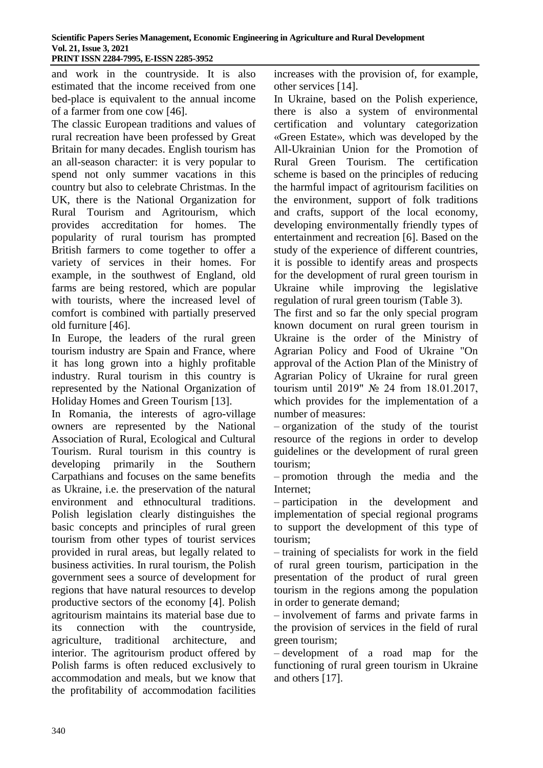and work in the countryside. It is also estimated that the income received from one bed-place is equivalent to the annual income of a farmer from one cow [46].

The classic European traditions and values of rural recreation have been professed by Great Britain for many decades. English tourism has an all-season character: it is very popular to spend not only summer vacations in this country but also to celebrate Christmas. In the UK, there is the National Organization for Rural Tourism and Agritourism, which provides accreditation for homes. The popularity of rural tourism has prompted British farmers to come together to offer a variety of services in their homes. For example, in the southwest of England, old farms are being restored, which are popular with tourists, where the increased level of comfort is combined with partially preserved old furniture [46].

In Europe, the leaders of the rural green tourism industry are Spain and France, where it has long grown into a highly profitable industry. Rural tourism in this country is represented by the National Organization of Holiday Homes and Green Tourism [13].

In Romania, the interests of agro-village owners are represented by the National Association of Rural, Ecological and Cultural Tourism. Rural tourism in this country is developing primarily in the Southern Carpathians and focuses on the same benefits as Ukraine, i.e. the preservation of the natural environment and ethnocultural traditions. Polish legislation clearly distinguishes the basic concepts and principles of rural green tourism from other types of tourist services provided in rural areas, but legally related to business activities. In rural tourism, the Polish government sees a source of development for regions that have natural resources to develop productive sectors of the economy [4]. Polish agritourism maintains its material base due to its connection with the countryside, agriculture, traditional architecture, and interior. The agritourism product offered by Polish farms is often reduced exclusively to accommodation and meals, but we know that the profitability of accommodation facilities increases with the provision of, for example, other services [14].

In Ukraine, based on the Polish experience, there is also a system of environmental certification and voluntary categorization «Green Estate», which was developed by the All-Ukrainian Union for the Promotion of Rural Green Tourism. The certification scheme is based on the principles of reducing the harmful impact of agritourism facilities on the environment, support of folk traditions and crafts, support of the local economy, developing environmentally friendly types of entertainment and recreation [6]. Based on the study of the experience of different countries, it is possible to identify areas and prospects for the development of rural green tourism in Ukraine while improving the legislative regulation of rural green tourism (Table 3).

The first and so far the only special program known document on rural green tourism in Ukraine is the order of the Ministry of Agrarian Policy and Food of Ukraine "On approval of the Action Plan of the Ministry of Agrarian Policy of Ukraine for rural green tourism until 2019" № 24 from 18.01.2017, which provides for the implementation of a number of measures:

– organization of the study of the tourist resource of the regions in order to develop guidelines or the development of rural green tourism;

– promotion through the media and the Internet;

– participation in the development and implementation of special regional programs to support the development of this type of tourism;

– training of specialists for work in the field of rural green tourism, participation in the presentation of the product of rural green tourism in the regions among the population in order to generate demand;

– involvement of farms and private farms in the provision of services in the field of rural green tourism;

– development of a road map for the functioning of rural green tourism in Ukraine and others [17].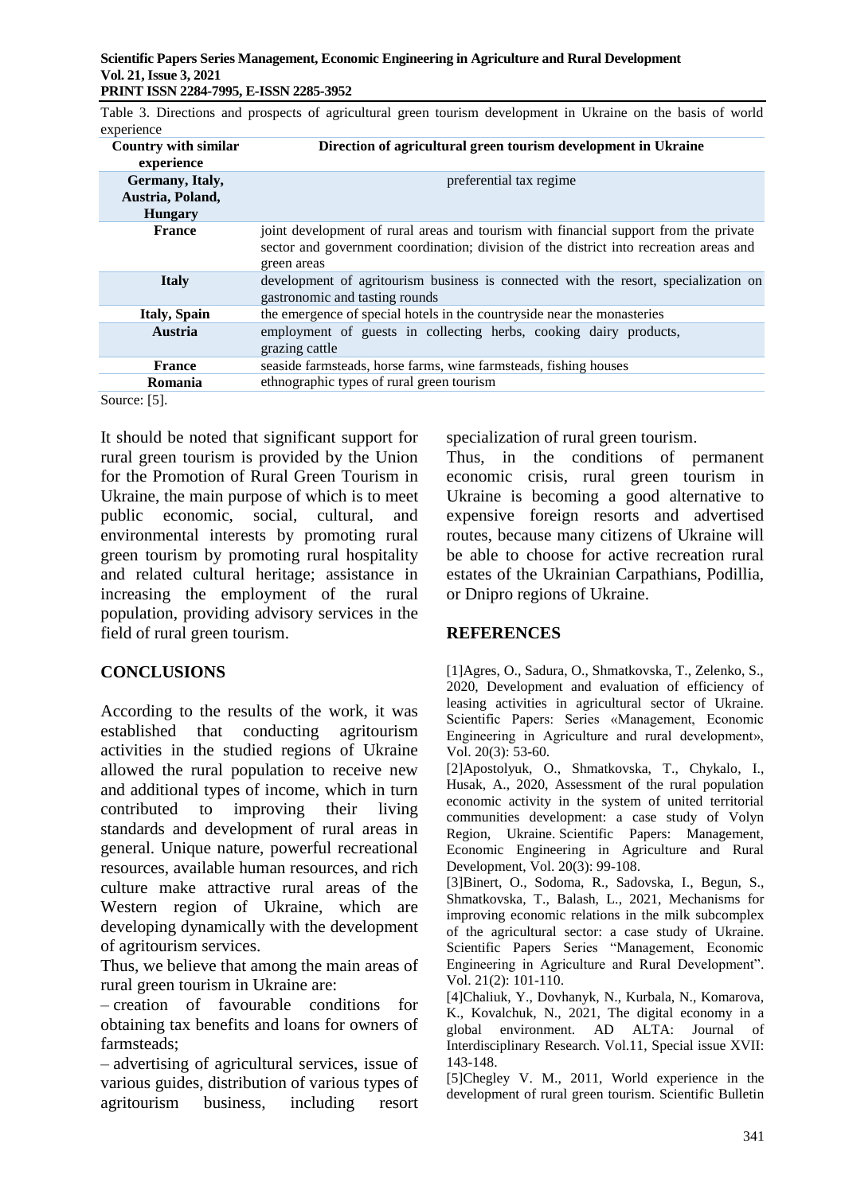Table 3. Directions and prospects of agricultural green tourism development in Ukraine on the basis of world experience

| Country with similar experience | Direction of agricultural green tourism development in Ukraine |
|---|---|
| Germany, Italy, Austria, Poland, Hungary | preferential tax regime |
| France | joint development of rural areas and tourism with financial support from the private sector and government coordination; division of the district into recreation areas and green areas |
| Italy | development of agritourism business is connected with the resort, specialization on gastronomic and tasting rounds |
| Italy, Spain | the emergence of special hotels in the countryside near the monasteries |
| Austria | employment of guests in collecting herbs, cooking dairy products, grazing cattle |
| France | seaside farmsteads, horse farms, wine farmsteads, fishing houses |
| Romania | ethnographic types of rural green tourism |

Source: [5].

It should be noted that significant support for rural green tourism is provided by the Union for the Promotion of Rural Green Tourism in Ukraine, the main purpose of which is to meet public economic, social, cultural, and environmental interests by promoting rural green tourism by promoting rural hospitality and related cultural heritage; assistance in increasing the employment of the rural population, providing advisory services in the field of rural green tourism.

## CONCLUSIONS

According to the results of the work, it was established that conducting agritourism activities in the studied regions of Ukraine allowed the rural population to receive new and additional types of income, which in turn contributed to improving their living standards and development of rural areas in general. Unique nature, powerful recreational resources, available human resources, and rich culture make attractive rural areas of the Western region of Ukraine, which are developing dynamically with the development of agritourism services.

Thus, we believe that among the main areas of rural green tourism in Ukraine are:

– creation of favourable conditions for obtaining tax benefits and loans for owners of farmsteads;

– advertising of agricultural services, issue of various guides, distribution of various types of agritourism business, including resort specialization of rural green tourism.

Thus, in the conditions of permanent economic crisis, rural green tourism in Ukraine is becoming a good alternative to expensive foreign resorts and advertised routes, because many citizens of Ukraine will be able to choose for active recreation rural estates of the Ukrainian Carpathians, Podillia, or Dnipro regions of Ukraine.

## REFERENCES

[1]Agres, O., Sadura, O., Shmatkovska, T., Zelenko, S., 2020, Development and evaluation of efficiency of leasing activities in agricultural sector of Ukraine. Scientific Papers: Series «Management, Economic Engineering in Agriculture and rural development», Vol. 20(3): 53-60.

[2]Apostolyuk, O., Shmatkovska, T., Chykalo, I., Husak, A., 2020, Assessment of the rural population economic activity in the system of united territorial communities development: a case study of Volyn Region, Ukraine. Scientific Papers: Management, Economic Engineering in Agriculture and Rural Development, Vol. 20(3): 99-108.

[3]Binert, O., Sodoma, R., Sadovska, I., Begun, S., Shmatkovska, T., Balash, L., 2021, Mechanisms for improving economic relations in the milk subcomplex of the agricultural sector: a case study of Ukraine. Scientific Papers Series "Management, Economic Engineering in Agriculture and Rural Development". Vol. 21(2): 101-110.

[4]Chaliuk, Y., Dovhanyk, N., Kurbala, N., Komarova, K., Kovalchuk, N., 2021, The digital economy in a global environment. AD ALTA: Journal of Interdisciplinary Research. Vol.11, Special issue XVII: 143-148.

[5]Chegley V. M., 2011, World experience in the development of rural green tourism. Scientific Bulletin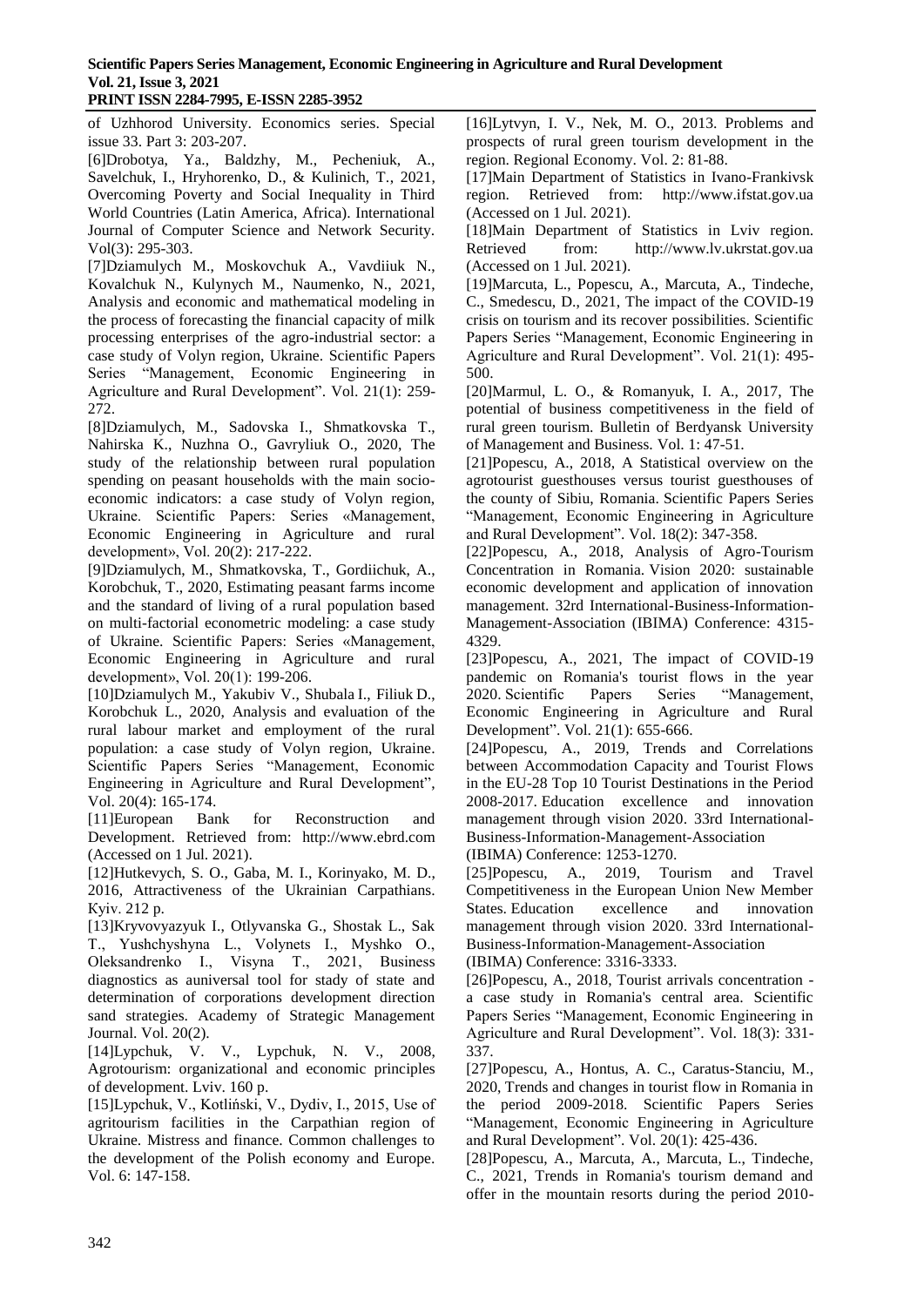of Uzhhorod University. Economics series. Special issue 33. Part 3: 203-207.

[6]Drobotya, Ya., Baldzhy, M., Pecheniuk, A., Savelchuk, I., Hryhorenko, D., & Kulinich, T., 2021, Overcoming Poverty and Social Inequality in Third World Countries (Latin America, Africa). International Journal of Computer Science and Network Security. Vol(3): 295-303.

[7]Dziamulych M., Moskovchuk A., Vavdiiuk N., Kovalchuk N., Kulynych M., Naumenko, N., 2021, Analysis and economic and mathematical modeling in the process of forecasting the financial capacity of milk processing enterprises of the agro-industrial sector: a case study of Volyn region, Ukraine. Scientific Papers Series "Management, Economic Engineering in Agriculture and Rural Development". Vol. 21(1): 259-272.

[8]Dziamulych, M., Sadovska I., Shmatkovska T., Nahirska K., Nuzhna O., Gavryliuk O., 2020, The study of the relationship between rural population spending on peasant households with the main socio-economic indicators: a case study of Volyn region, Ukraine. Scientific Papers: Series «Management, Economic Engineering in Agriculture and rural development», Vol. 20(2): 217-222.

[9]Dziamulych, M., Shmatkovska, T., Gordiichuk, A., Korobchuk, T., 2020, Estimating peasant farms income and the standard of living of a rural population based on multi-factorial econometric modeling: a case study of Ukraine. Scientific Papers: Series «Management, Economic Engineering in Agriculture and rural development», Vol. 20(1): 199-206.

[10]Dziamulych M., Yakubiv V., Shubala I., Filiuk D., Korobchuk L., 2020, Analysis and evaluation of the rural labour market and employment of the rural population: a case study of Volyn region, Ukraine. Scientific Papers Series "Management, Economic Engineering in Agriculture and Rural Development", Vol. 20(4): 165-174.

[11]European Bank for Reconstruction and Development. Retrieved from: http://www.ebrd.com (Accessed on 1 Jul. 2021).

[12]Hutkevych, S. O., Gaba, M. I., Korinyako, M. D., 2016, Attractiveness of the Ukrainian Carpathians. Kyiv. 212 p.

[13]Kryvovyazyuk I., Otlyvanska G., Shostak L., Sak T., Yushchyshyna L., Volynets I., Myshko O., Oleksandrenko I., Visyna T., 2021, Business diagnostics as auniversal tool for stady of state and determination of corporations development direction sand strategies. Academy of Strategic Management Journal. Vol. 20(2).

[14]Lypchuk, V. V., Lypchuk, N. V., 2008, Agrotourism: organizational and economic principles of development. Lviv. 160 p.

[15]Lypchuk, V., Kotliński, V., Dydiv, I., 2015, Use of agritourism facilities in the Carpathian region of Ukraine. Mistress and finance. Common challenges to the development of the Polish economy and Europe. Vol. 6: 147-158.

[16]Lytvyn, I. V., Nek, M. O., 2013. Problems and prospects of rural green tourism development in the region. Regional Economy. Vol. 2: 81-88.

[17]Main Department of Statistics in Ivano-Frankivsk region. Retrieved from: http://www.ifstat.gov.ua (Accessed on 1 Jul. 2021).

[18]Main Department of Statistics in Lviv region. Retrieved from: http://www.lv.ukrstat.gov.ua (Accessed on 1 Jul. 2021).

[19]Marcuta, L., Popescu, A., Marcuta, A., Tindeche, C., Smedescu, D., 2021, The impact of the COVID-19 crisis on tourism and its recover possibilities. Scientific Papers Series "Management, Economic Engineering in Agriculture and Rural Development". Vol. 21(1): 495-500.

[20]Marmul, L. O., & Romanyuk, I. A., 2017, The potential of business competitiveness in the field of rural green tourism. Bulletin of Berdyansk University of Management and Business. Vol. 1: 47-51.

[21]Popescu, A., 2018, A Statistical overview on the agrotourist guesthouses versus tourist guesthouses of the county of Sibiu, Romania. Scientific Papers Series "Management, Economic Engineering in Agriculture and Rural Development". Vol. 18(2): 347-358.

[22]Popescu, A., 2018, Analysis of Agro-Tourism Concentration in Romania. Vision 2020: sustainable economic development and application of innovation management. 32rd International-Business-Information-Management-Association (IBIMA) Conference: 4315-4329.

[23]Popescu, A., 2021, The impact of COVID-19 pandemic on Romania's tourist flows in the year 2020. Scientific Papers Series "Management, Economic Engineering in Agriculture and Rural Development". Vol. 21(1): 655-666.

[24]Popescu, A., 2019, Trends and Correlations between Accommodation Capacity and Tourist Flows in the EU-28 Top 10 Tourist Destinations in the Period 2008-2017. Education excellence and innovation management through vision 2020. 33rd International-Business-Information-Management-Association (IBIMA) Conference: 1253-1270.

[25]Popescu, A., 2019, Tourism and Travel Competitiveness in the European Union New Member States. Education excellence and innovation management through vision 2020. 33rd International-Business-Information-Management-Association (IBIMA) Conference: 3316-3333.

[26]Popescu, A., 2018, Tourist arrivals concentration - a case study in Romania's central area. Scientific Papers Series "Management, Economic Engineering in Agriculture and Rural Development". Vol. 18(3): 331-337.

[27]Popescu, A., Hontus, A. C., Caratus-Stanciu, M., 2020, Trends and changes in tourist flow in Romania in the period 2009-2018. Scientific Papers Series "Management, Economic Engineering in Agriculture and Rural Development". Vol. 20(1): 425-436.

[28]Popescu, A., Marcuta, A., Marcuta, L., Tindeche, C., 2021, Trends in Romania's tourism demand and offer in the mountain resorts during the period 2010-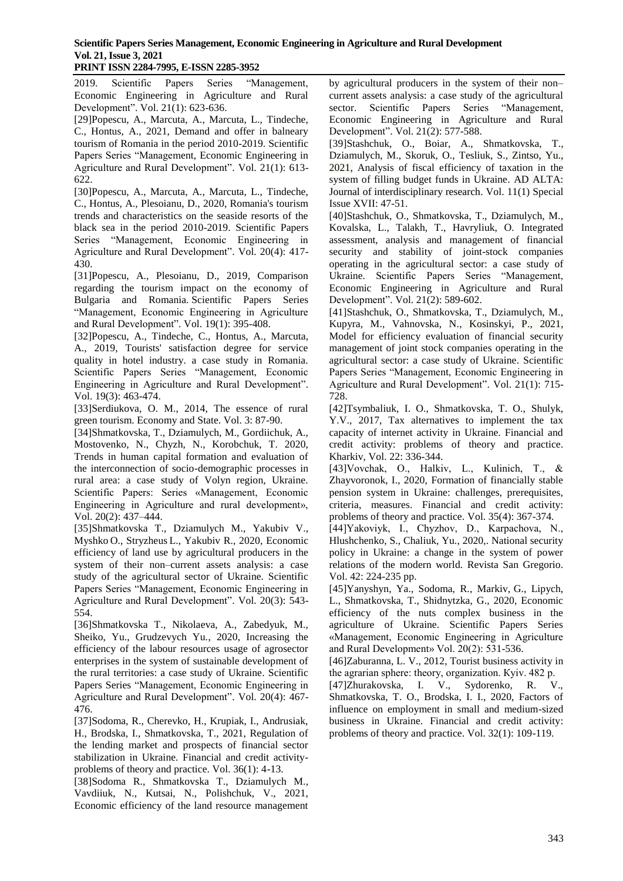2019. Scientific Papers Series "Management, Economic Engineering in Agriculture and Rural Development". Vol. 21(1): 623-636.

[29]Popescu, A., Marcuta, A., Marcuta, L., Tindeche, C., Hontus, A., 2021, Demand and offer in balneary tourism of Romania in the period 2010-2019. Scientific Papers Series "Management, Economic Engineering in Agriculture and Rural Development". Vol. 21(1): 613-622.

[30]Popescu, A., Marcuta, A., Marcuta, L., Tindeche, C., Hontus, A., Plesoianu, D., 2020, Romania's tourism trends and characteristics on the seaside resorts of the black sea in the period 2010-2019. Scientific Papers Series "Management, Economic Engineering in Agriculture and Rural Development". Vol. 20(4): 417-430.

[31]Popescu, A., Plesoianu, D., 2019, Comparison regarding the tourism impact on the economy of Bulgaria and Romania. Scientific Papers Series "Management, Economic Engineering in Agriculture and Rural Development". Vol. 19(1): 395-408.

[32]Popescu, A., Tindeche, C., Hontus, A., Marcuta, A., 2019, Tourists' satisfaction degree for service quality in hotel industry. a case study in Romania. Scientific Papers Series "Management, Economic Engineering in Agriculture and Rural Development". Vol. 19(3): 463-474.

[33]Serdiukova, O. M., 2014, The essence of rural green tourism. Economy and State. Vol. 3: 87-90.

[34]Shmatkovska, T., Dziamulych, M., Gordiichuk, A., Mostovenko, N., Chyzh, N., Korobchuk, T. 2020, Trends in human capital formation and evaluation of the interconnection of socio-demographic processes in rural area: a case study of Volyn region, Ukraine. Scientific Papers: Series «Management, Economic Engineering in Agriculture and rural development», Vol. 20(2): 437–444.

[35]Shmatkovska T., Dziamulych M., Yakubiv V., Myshko O., Stryzheus L., Yakubiv R., 2020, Economic efficiency of land use by agricultural producers in the system of their non–current assets analysis: a case study of the agricultural sector of Ukraine. Scientific Papers Series "Management, Economic Engineering in Agriculture and Rural Development". Vol. 20(3): 543-554.

[36]Shmatkovska T., Nikolaeva, A., Zabedyuk, M., Sheiko, Yu., Grudzevych Yu., 2020, Increasing the efficiency of the labour resources usage of agrosector enterprises in the system of sustainable development of the rural territories: a case study of Ukraine. Scientific Papers Series "Management, Economic Engineering in Agriculture and Rural Development". Vol. 20(4): 467-476.

[37]Sodoma, R., Cherevko, H., Krupiak, I., Andrusiak, H., Brodska, I., Shmatkovska, T., 2021, Regulation of the lending market and prospects of financial sector stabilization in Ukraine. Financial and credit activity-problems of theory and practice. Vol. 36(1): 4-13.

[38]Sodoma R., Shmatkovska T., Dziamulych M., Vavdiiuk, N., Kutsai, N., Polishchuk, V., 2021, Economic efficiency of the land resource management by agricultural producers in the system of their non–current assets analysis: a case study of the agricultural sector. Scientific Papers Series "Management, Economic Engineering in Agriculture and Rural Development". Vol. 21(2): 577-588.

[39]Stashchuk, O., Boiar, A., Shmatkovska, T., Dziamulych, M., Skoruk, O., Tesliuk, S., Zintso, Yu., 2021, Analysis of fiscal efficiency of taxation in the system of filling budget funds in Ukraine. AD ALTA: Journal of interdisciplinary research. Vol. 11(1) Special Issue XVII: 47-51.

[40]Stashchuk, O., Shmatkovska, T., Dziamulych, M., Kovalska, L., Talakh, T., Havryliuk, O. Integrated assessment, analysis and management of financial security and stability of joint-stock companies operating in the agricultural sector: a case study of Ukraine. Scientific Papers Series "Management, Economic Engineering in Agriculture and Rural Development". Vol. 21(2): 589-602.

[41]Stashchuk, O., Shmatkovska, T., Dziamulych, M., Kupyra, M., Vahnovska, N., Kosinskyi, P., 2021, Model for efficiency evaluation of financial security management of joint stock companies operating in the agricultural sector: a case study of Ukraine. Scientific Papers Series "Management, Economic Engineering in Agriculture and Rural Development". Vol. 21(1): 715-728.

[42]Tsymbaliuk, I. O., Shmatkovska, T. O., Shulyk, Y.V., 2017, Tax alternatives to implement the tax capacity of internet activity in Ukraine. Financial and credit activity: problems of theory and practice. Kharkiv, Vol. 22: 336-344.

[43]Vovchak, O., Halkiv, L., Kulinich, T., & Zhayvoronok, I., 2020, Formation of financially stable pension system in Ukraine: challenges, prerequisites, criteria, measures. Financial and credit activity: problems of theory and practice. Vol. 35(4): 367-374.

[44]Yakoviyk, I., Chyzhov, D., Karpachova, N., Hlushchenko, S., Chaliuk, Yu., 2020,. National security policy in Ukraine: a change in the system of power relations of the modern world. Revista San Gregorio. Vol. 42: 224-235 pp.

[45]Yanyshyn, Ya., Sodoma, R., Markiv, G., Lipych, L., Shmatkovska, T., Shidnytzka, G., 2020, Economic efficiency of the nuts complex business in the agriculture of Ukraine. Scientific Papers Series «Management, Economic Engineering in Agriculture and Rural Development» Vol. 20(2): 531-536.

[46]Zaburanna, L. V., 2012, Tourist business activity in the agrarian sphere: theory, organization. Kyiv. 482 p.

[47]Zhurakovska, I. V., Sydorenko, R. V., Shmatkovska, T. O., Brodska, I. I., 2020, Factors of influence on employment in small and medium-sized business in Ukraine. Financial and credit activity: problems of theory and practice. Vol. 32(1): 109-119.